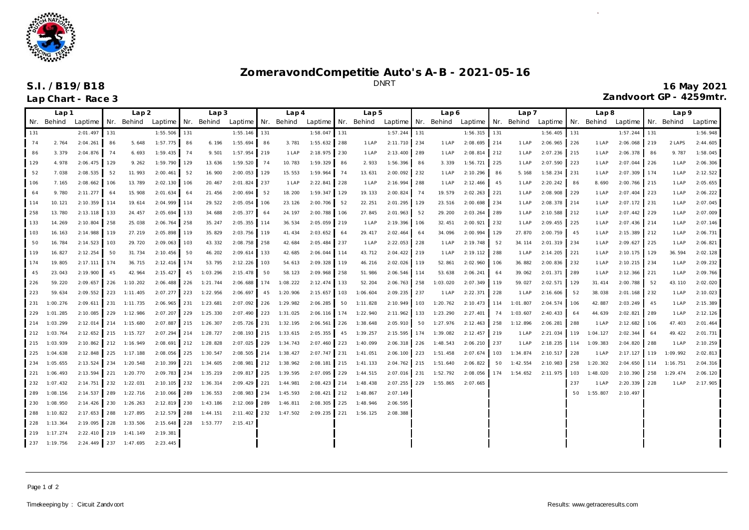# ZomeravondCompetitie Auto's A-B - 2021-05-16

DNRT

**S.I. / B19/B18**

**Lap Chart - Race 3**

**16 May 2021**

**Zandvoort GP - 4259mtr.**

| Lap 1 | | | Lap 2 | | | Lap 3 | | | Lap 4 | | | Lap 5 | | | Lap 6 | | | Lap 7 | | | Lap 8 | | | Lap 9 | | |
|---|---|---|---|---|---|---|---|---|---|---|---|---|---|---|---|---|---|---|---|---|---|---|---|---|---|---|
| Nr. | Behind | Laptime | Nr. | Behind | Laptime | Nr. | Behind | Laptime | Nr. | Behind | Laptime | Nr. | Behind | Laptime | Nr. | Behind | Laptime | Nr. | Behind | Laptime | Nr. | Behind | Laptime | Nr. | Behind | Laptime |
| 131 | | 2:01.497 | 131 | | 1:55.506 | 131 | | 1:55.146 | 131 | | 1:58.047 | 131 | | 1:57.244 | 131 | | 1:56.315 | 131 | | 1:56.405 | 131 | | 1:57.244 | 131 | | 1:56.948 |
| 74 | 2.764 | 2:04.261 | 86 | 5.648 | 1:57.775 | 86 | 6.196 | 1:55.694 | 86 | 3.781 | 1:55.632 | 288 | 1 LAP | 2:11.710 | 234 | 1 LAP | 2:08.695 | 214 | 1 LAP | 2:06.965 | 226 | 1 LAP | 2:06.068 | 219 | 2 LAPS | 2:44.605 |
| 86 | 3.379 | 2:04.876 | 74 | 6.693 | 1:59.435 | 74 | 9.501 | 1:57.954 | 219 | 1 LAP | 2:18.975 | 230 | 1 LAP | 2:13.400 | 289 | 1 LAP | 2:08.814 | 212 | 1 LAP | 2:07.236 | 215 | 1 LAP | 2:06.378 | 86 | 9.787 | 1:58.045 |
| 129 | 4.978 | 2:06.475 | 129 | 9.262 | 1:59.790 | 129 | 13.636 | 1:59.520 | 74 | 10.783 | 1:59.329 | 86 | 2.933 | 1:56.396 | 86 | 3.339 | 1:56.721 | 225 | 1 LAP | 2:07.590 | 223 | 1 LAP | 2:07.044 | 226 | 1 LAP | 2:06.306 |
| 52 | 7.038 | 2:08.535 | 52 | 11.993 | 2:00.461 | 52 | 16.900 | 2:00.053 | 129 | 15.553 | 1:59.964 | 74 | 13.631 | 2:00.092 | 232 | 1 LAP | 2:10.296 | 86 | 5.168 | 1:58.234 | 231 | 1 LAP | 2:07.309 | 174 | 1 LAP | 2:12.522 |
| 106 | 7.165 | 2:08.662 | 106 | 13.789 | 2:02.130 | 106 | 20.467 | 2:01.824 | 237 | 1 LAP | 2:22.841 | 228 | 1 LAP | 2:16.994 | 288 | 1 LAP | 2:12.466 | 45 | 1 LAP | 2:20.242 | 86 | 8.690 | 2:00.766 | 215 | 1 LAP | 2:05.655 |
| 64 | 9.780 | 2:11.277 | 64 | 15.908 | 2:01.634 | 64 | 21.456 | 2:00.694 | 52 | 18.200 | 1:59.347 | 129 | 19.133 | 2:00.824 | 74 | 19.579 | 2:02.263 | 221 | 1 LAP | 2:08.908 | 229 | 1 LAP | 2:07.404 | 223 | 1 LAP | 2:06.222 |
| 114 | 10.121 | 2:10.359 | 114 | 19.614 | 2:04.999 | 114 | 29.522 | 2:05.054 | 106 | 23.126 | 2:00.706 | 52 | 22.251 | 2:01.295 | 129 | 23.516 | 2:00.698 | 234 | 1 LAP | 2:08.378 | 214 | 1 LAP | 2:07.172 | 231 | 1 LAP | 2:07.045 |
| 258 | 13.780 | 2:13.118 | 133 | 24.457 | 2:05.694 | 133 | 34.688 | 2:05.377 | 64 | 24.197 | 2:00.788 | 106 | 27.845 | 2:01.963 | 52 | 29.200 | 2:03.264 | 289 | 1 LAP | 2:10.588 | 212 | 1 LAP | 2:07.442 | 229 | 1 LAP | 2:07.009 |
| 133 | 14.269 | 2:10.804 | 258 | 25.038 | 2:06.764 | 258 | 35.247 | 2:05.355 | 114 | 36.534 | 2:05.059 | 219 | 1 LAP | 2:19.396 | 106 | 32.451 | 2:00.921 | 232 | 1 LAP | 2:09.455 | 225 | 1 LAP | 2:07.436 | 214 | 1 LAP | 2:07.146 |
| 103 | 16.163 | 2:14.988 | 119 | 27.219 | 2:05.898 | 119 | 35.829 | 2:03.756 | 119 | 41.434 | 2:03.652 | 64 | 29.417 | 2:02.464 | 64 | 34.096 | 2:00.994 | 129 | 27.870 | 2:00.759 | 45 | 1 LAP | 2:15.389 | 212 | 1 LAP | 2:06.731 |
| 50 | 16.784 | 2:14.523 | 103 | 29.720 | 2:09.063 | 103 | 43.332 | 2:08.758 | 258 | 42.684 | 2:05.484 | 237 | 1 LAP | 2:22.053 | 228 | 1 LAP | 2:19.748 | 52 | 34.114 | 2:01.319 | 234 | 1 LAP | 2:09.627 | 225 | 1 LAP | 2:06.821 |
| 119 | 16.827 | 2:12.254 | 50 | 31.734 | 2:10.456 | 50 | 46.202 | 2:09.614 | 133 | 42.685 | 2:06.044 | 114 | 43.712 | 2:04.422 | 219 | 1 LAP | 2:19.112 | 288 | 1 LAP | 2:14.205 | 221 | 1 LAP | 2:10.175 | 129 | 36.594 | 2:02.128 |
| 174 | 19.805 | 2:17.111 | 174 | 36.715 | 2:12.416 | 174 | 53.795 | 2:12.226 | 103 | 54.613 | 2:09.328 | 119 | 46.216 | 2:02.026 | 119 | 52.861 | 2:02.960 | 106 | 36.882 | 2:00.836 | 232 | 1 LAP | 2:10.215 | 234 | 1 LAP | 2:09.232 |
| 45 | 23.043 | 2:19.900 | 45 | 42.964 | 2:15.427 | 45 | 1:03.296 | 2:15.478 | 50 | 58.123 | 2:09.968 | 258 | 51.986 | 2:06.546 | 114 | 53.638 | 2:06.241 | 64 | 39.062 | 2:01.371 | 289 | 1 LAP | 2:12.366 | 221 | 1 LAP | 2:09.766 |
| 226 | 59.220 | 2:09.657 | 226 | 1:10.202 | 2:06.488 | 226 | 1:21.744 | 2:06.688 | 174 | 1:08.222 | 2:12.474 | 133 | 52.204 | 2:06.763 | 258 | 1:03.020 | 2:07.349 | 119 | 59.027 | 2:02.571 | 129 | 31.414 | 2:00.788 | 52 | 43.110 | 2:02.020 |
| 223 | 59.634 | 2:09.552 | 223 | 1:11.405 | 2:07.277 | 223 | 1:22.956 | 2:06.697 | 45 | 1:20.906 | 2:15.657 | 103 | 1:06.604 | 2:09.235 | 237 | 1 LAP | 2:22.371 | 228 | 1 LAP | 2:16.606 | 52 | 38.038 | 2:01.168 | 232 | 1 LAP | 2:10.023 |
| 231 | 1:00.276 | 2:09.611 | 231 | 1:11.735 | 2:06.965 | 231 | 1:23.681 | 2:07.092 | 226 | 1:29.982 | 2:06.285 | 50 | 1:11.828 | 2:10.949 | 103 | 1:20.762 | 2:10.473 | 114 | 1:01.807 | 2:04.574 | 106 | 42.887 | 2:03.249 | 45 | 1 LAP | 2:15.389 |
| 229 | 1:01.285 | 2:10.085 | 229 | 1:12.986 | 2:07.207 | 229 | 1:25.330 | 2:07.490 | 223 | 1:31.025 | 2:06.116 | 174 | 1:22.940 | 2:11.962 | 133 | 1:23.290 | 2:27.401 | 74 | 1:03.607 | 2:40.433 | 64 | 44.639 | 2:02.821 | 289 | 1 LAP | 2:12.126 |
| 214 | 1:03.299 | 2:12.014 | 214 | 1:15.680 | 2:07.887 | 215 | 1:26.307 | 2:05.726 | 231 | 1:32.195 | 2:06.561 | 226 | 1:38.648 | 2:05.910 | 50 | 1:27.976 | 2:12.463 | 258 | 1:12.896 | 2:06.281 | 288 | 1 LAP | 2:12.682 | 106 | 47.403 | 2:01.464 |
| 212 | 1:03.764 | 2:12.652 | 215 | 1:15.727 | 2:07.294 | 214 | 1:28.727 | 2:08.193 | 215 | 1:33.615 | 2:05.355 | 45 | 1:39.257 | 2:15.595 | 174 | 1:39.082 | 2:12.457 | 219 | 1 LAP | 2:21.034 | 119 | 1:04.127 | 2:02.344 | 64 | 49.422 | 2:01.731 |
| 215 | 1:03.939 | 2:10.862 | 212 | 1:16.949 | 2:08.691 | 212 | 1:28.828 | 2:07.025 | 229 | 1:34.743 | 2:07.460 | 223 | 1:40.099 | 2:06.318 | 226 | 1:48.543 | 2:06.210 | 237 | 1 LAP | 2:18.235 | 114 | 1:09.383 | 2:04.820 | 288 | 1 LAP | 2:10.259 |
| 225 | 1:04.638 | 2:12.848 | 225 | 1:17.188 | 2:08.056 | 225 | 1:30.547 | 2:08.505 | 214 | 1:38.427 | 2:07.747 | 231 | 1:41.051 | 2:06.100 | 223 | 1:51.458 | 2:07.674 | 103 | 1:34.874 | 2:10.517 | 228 | 1 LAP | 2:17.127 | 119 | 1:09.992 | 2:02.813 |
| 234 | 1:05.655 | 2:13.524 | 234 | 1:20.548 | 2:10.399 | 221 | 1:34.605 | 2:08.981 | 212 | 1:38.962 | 2:08.181 | 215 | 1:41.133 | 2:04.762 | 215 | 1:51.640 | 2:06.822 | 50 | 1:42.554 | 2:10.983 | 258 | 1:20.302 | 2:04.650 | 114 | 1:16.751 | 2:04.316 |
| 221 | 1:06.493 | 2:13.594 | 221 | 1:20.770 | 2:09.783 | 234 | 1:35.219 | 2:09.817 | 225 | 1:39.595 | 2:07.095 | 229 | 1:44.515 | 2:07.016 | 231 | 1:52.792 | 2:08.056 | 174 | 1:54.652 | 2:11.975 | 103 | 1:48.020 | 2:10.390 | 258 | 1:29.474 | 2:06.120 |
| 232 | 1:07.432 | 2:14.751 | 232 | 1:22.031 | 2:10.105 | 232 | 1:36.314 | 2:09.429 | 221 | 1:44.981 | 2:08.423 | 214 | 1:48.438 | 2:07.255 | 229 | 1:55.865 | 2:07.665 | | | | 237 | 1 LAP | 2:20.339 | 228 | 1 LAP | 2:17.905 |
| 289 | 1:08.156 | 2:14.537 | 289 | 1:22.716 | 2:10.066 | 289 | 1:36.553 | 2:08.983 | 234 | 1:45.593 | 2:08.421 | 212 | 1:48.867 | 2:07.149 | | | | | | | 50 | 1:55.807 | 2:10.497 | | | |
| 230 | 1:08.950 | 2:14.426 | 230 | 1:26.263 | 2:12.819 | 230 | 1:43.186 | 2:12.069 | 289 | 1:46.811 | 2:08.305 | 225 | 1:48.946 | 2:06.595 | | | | | | | | | | | | |
| 288 | 1:10.822 | 2:17.653 | 288 | 1:27.895 | 2:12.579 | 288 | 1:44.151 | 2:11.402 | 232 | 1:47.502 | 2:09.235 | 221 | 1:56.125 | 2:08.388 | | | | | | | | | | | | |
| 228 | 1:13.364 | 2:19.095 | 228 | 1:33.506 | 2:15.648 | 228 | 1:53.777 | 2:15.417 | | | | | | | | | | | | | | | | | | |
| 219 | 1:17.274 | 2:22.410 | 219 | 1:41.149 | 2:19.381 | | | | | | | | | | | | | | | | | | | | | |
| 237 | 1:19.756 | 2:24.449 | 237 | 1:47.695 | 2:23.445 | | | | | | | | | | | | | | | | | | | | | |

Timekeeping by : Circuit Zandvoort

Results: www.getraceresults.com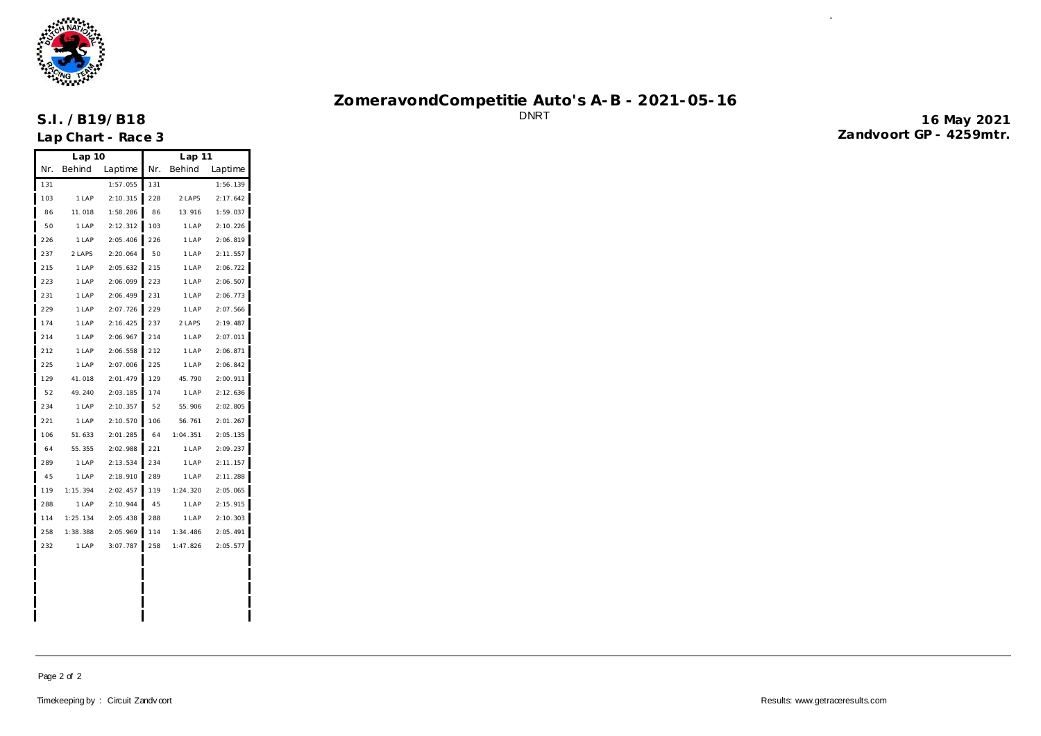# ZomeravondCompetitie Auto's A-B - 2021-05-16

DNRT

## S.I. / B19/B18

**16 May 2021**

**Zandvoort GP - 4259mtr.**

### Lap Chart - Race 3

| Lap 10 | | | Lap 11 | | |
|---|---|---|---|---|---|
| Nr. | Behind | Laptime | Nr. | Behind | Laptime |
| 131 | | 1:57.055 | 131 | | 1:56.139 |
| 103 | 1 LAP | 2:10.315 | 228 | 2 LAPS | 2:17.642 |
| 86 | 11.018 | 1:58.286 | 86 | 13.916 | 1:59.037 |
| 50 | 1 LAP | 2:12.312 | 103 | 1 LAP | 2:10.226 |
| 226 | 1 LAP | 2:05.406 | 226 | 1 LAP | 2:06.819 |
| 237 | 2 LAPS | 2:20.064 | 50 | 1 LAP | 2:11.557 |
| 215 | 1 LAP | 2:05.632 | 215 | 1 LAP | 2:06.722 |
| 223 | 1 LAP | 2:06.099 | 223 | 1 LAP | 2:06.507 |
| 231 | 1 LAP | 2:06.499 | 231 | 1 LAP | 2:06.773 |
| 229 | 1 LAP | 2:07.726 | 229 | 1 LAP | 2:07.566 |
| 174 | 1 LAP | 2:16.425 | 237 | 2 LAPS | 2:19.487 |
| 214 | 1 LAP | 2:06.967 | 214 | 1 LAP | 2:07.011 |
| 212 | 1 LAP | 2:06.558 | 212 | 1 LAP | 2:06.871 |
| 225 | 1 LAP | 2:07.006 | 225 | 1 LAP | 2:06.842 |
| 129 | 41.018 | 2:01.479 | 129 | 45.790 | 2:00.911 |
| 52 | 49.240 | 2:03.185 | 174 | 1 LAP | 2:12.636 |
| 234 | 1 LAP | 2:10.357 | 52 | 55.906 | 2:02.805 |
| 221 | 1 LAP | 2:10.570 | 106 | 56.761 | 2:01.267 |
| 106 | 51.633 | 2:01.285 | 64 | 1:04.351 | 2:05.135 |
| 64 | 55.355 | 2:02.988 | 221 | 1 LAP | 2:09.237 |
| 289 | 1 LAP | 2:13.534 | 234 | 1 LAP | 2:11.157 |
| 45 | 1 LAP | 2:18.910 | 289 | 1 LAP | 2:11.288 |
| 119 | 1:15.394 | 2:02.457 | 119 | 1:24.320 | 2:05.065 |
| 288 | 1 LAP | 2:10.944 | 45 | 1 LAP | 2:15.915 |
| 114 | 1:25.134 | 2:05.438 | 288 | 1 LAP | 2:10.303 |
| 258 | 1:38.388 | 2:05.969 | 114 | 1:34.486 | 2:05.491 |
| 232 | 1 LAP | 3:07.787 | 258 | 1:47.826 | 2:05.577 |

Timekeeping by : Circuit Zandvoort

Results: www.getraceresults.com